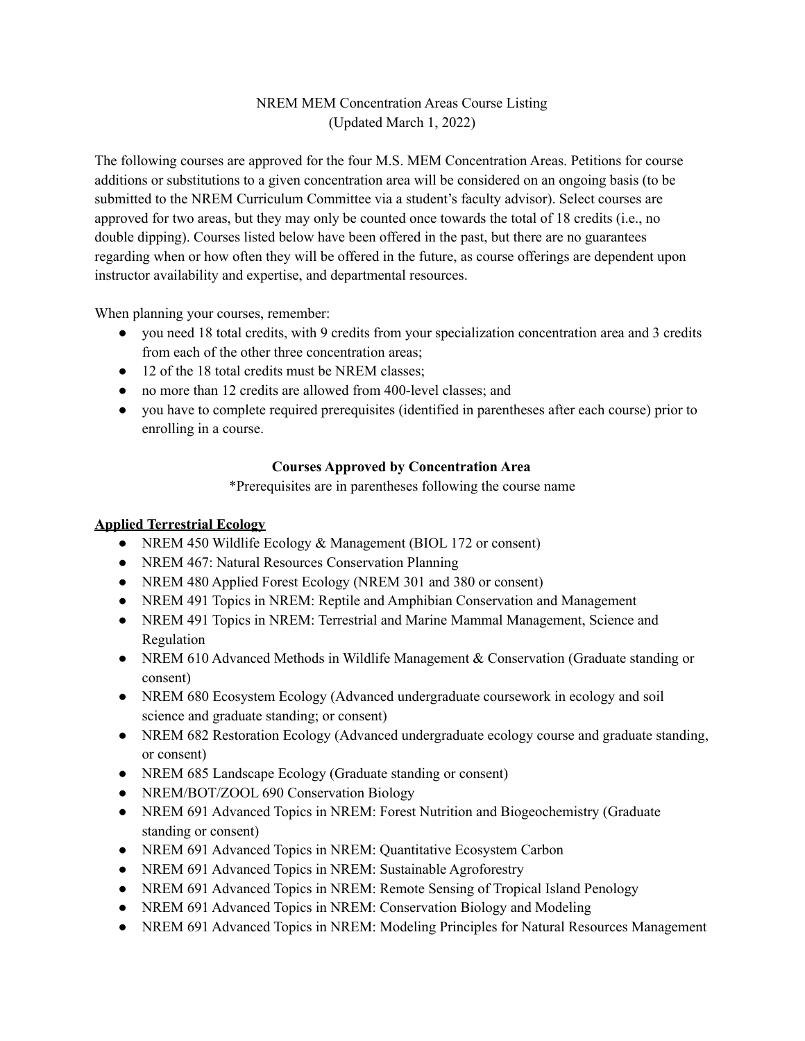# NREM MEM Concentration Areas Course Listing
(Updated March 1, 2022)

The following courses are approved for the four M.S. MEM Concentration Areas. Petitions for course additions or substitutions to a given concentration area will be considered on an ongoing basis (to be submitted to the NREM Curriculum Committee via a student's faculty advisor). Select courses are approved for two areas, but they may only be counted once towards the total of 18 credits (i.e., no double dipping). Courses listed below have been offered in the past, but there are no guarantees regarding when or how often they will be offered in the future, as course offerings are dependent upon instructor availability and expertise, and departmental resources.

When planning your courses, remember:

- you need 18 total credits, with 9 credits from your specialization concentration area and 3 credits from each of the other three concentration areas;
- 12 of the 18 total credits must be NREM classes;
- no more than 12 credits are allowed from 400-level classes; and
- you have to complete required prerequisites (identified in parentheses after each course) prior to enrolling in a course.

## Courses Approved by Concentration Area

*Prerequisites are in parentheses following the course name

### Applied Terrestrial Ecology

- NREM 450 Wildlife Ecology & Management (BIOL 172 or consent)
- NREM 467: Natural Resources Conservation Planning
- NREM 480 Applied Forest Ecology (NREM 301 and 380 or consent)
- NREM 491 Topics in NREM: Reptile and Amphibian Conservation and Management
- NREM 491 Topics in NREM: Terrestrial and Marine Mammal Management, Science and Regulation
- NREM 610 Advanced Methods in Wildlife Management & Conservation (Graduate standing or consent)
- NREM 680 Ecosystem Ecology (Advanced undergraduate coursework in ecology and soil science and graduate standing; or consent)
- NREM 682 Restoration Ecology (Advanced undergraduate ecology course and graduate standing, or consent)
- NREM 685 Landscape Ecology (Graduate standing or consent)
- NREM/BOT/ZOOL 690 Conservation Biology
- NREM 691 Advanced Topics in NREM: Forest Nutrition and Biogeochemistry (Graduate standing or consent)
- NREM 691 Advanced Topics in NREM: Quantitative Ecosystem Carbon
- NREM 691 Advanced Topics in NREM: Sustainable Agroforestry
- NREM 691 Advanced Topics in NREM: Remote Sensing of Tropical Island Penology
- NREM 691 Advanced Topics in NREM: Conservation Biology and Modeling
- NREM 691 Advanced Topics in NREM: Modeling Principles for Natural Resources Management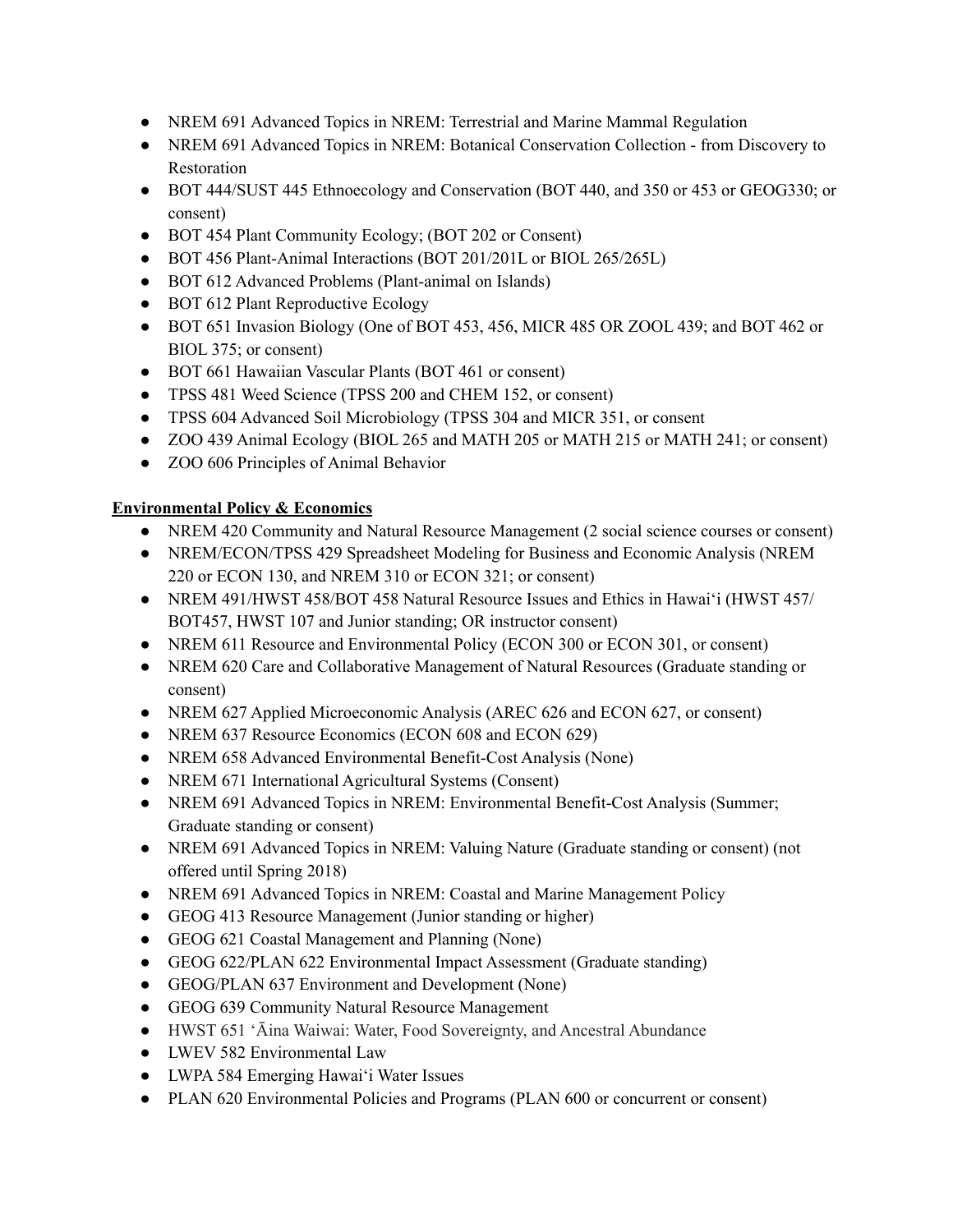- NREM 691 Advanced Topics in NREM: Terrestrial and Marine Mammal Regulation
- NREM 691 Advanced Topics in NREM: Botanical Conservation Collection - from Discovery to Restoration
- BOT 444/SUST 445 Ethnoecology and Conservation (BOT 440, and 350 or 453 or GEOG330; or consent)
- BOT 454 Plant Community Ecology; (BOT 202 or Consent)
- BOT 456 Plant-Animal Interactions (BOT 201/201L or BIOL 265/265L)
- BOT 612 Advanced Problems (Plant-animal on Islands)
- BOT 612 Plant Reproductive Ecology
- BOT 651 Invasion Biology (One of BOT 453, 456, MICR 485 OR ZOOL 439; and BOT 462 or BIOL 375; or consent)
- BOT 661 Hawaiian Vascular Plants (BOT 461 or consent)
- TPSS 481 Weed Science (TPSS 200 and CHEM 152, or consent)
- TPSS 604 Advanced Soil Microbiology (TPSS 304 and MICR 351, or consent
- ZOO 439 Animal Ecology (BIOL 265 and MATH 205 or MATH 215 or MATH 241; or consent)
- ZOO 606 Principles of Animal Behavior

**Environmental Policy & Economics**

- NREM 420 Community and Natural Resource Management (2 social science courses or consent)
- NREM/ECON/TPSS 429 Spreadsheet Modeling for Business and Economic Analysis (NREM 220 or ECON 130, and NREM 310 or ECON 321; or consent)
- NREM 491/HWST 458/BOT 458 Natural Resource Issues and Ethics in Hawaiʻi (HWST 457/ BOT457, HWST 107 and Junior standing; OR instructor consent)
- NREM 611 Resource and Environmental Policy (ECON 300 or ECON 301, or consent)
- NREM 620 Care and Collaborative Management of Natural Resources (Graduate standing or consent)
- NREM 627 Applied Microeconomic Analysis (AREC 626 and ECON 627, or consent)
- NREM 637 Resource Economics (ECON 608 and ECON 629)
- NREM 658 Advanced Environmental Benefit-Cost Analysis (None)
- NREM 671 International Agricultural Systems (Consent)
- NREM 691 Advanced Topics in NREM: Environmental Benefit-Cost Analysis (Summer; Graduate standing or consent)
- NREM 691 Advanced Topics in NREM: Valuing Nature (Graduate standing or consent) (not offered until Spring 2018)
- NREM 691 Advanced Topics in NREM: Coastal and Marine Management Policy
- GEOG 413 Resource Management (Junior standing or higher)
- GEOG 621 Coastal Management and Planning (None)
- GEOG 622/PLAN 622 Environmental Impact Assessment (Graduate standing)
- GEOG/PLAN 637 Environment and Development (None)
- GEOG 639 Community Natural Resource Management
- HWST 651 ʻĀina Waiwai: Water, Food Sovereignty, and Ancestral Abundance
- LWEV 582 Environmental Law
- LWPA 584 Emerging Hawaiʻi Water Issues
- PLAN 620 Environmental Policies and Programs (PLAN 600 or concurrent or consent)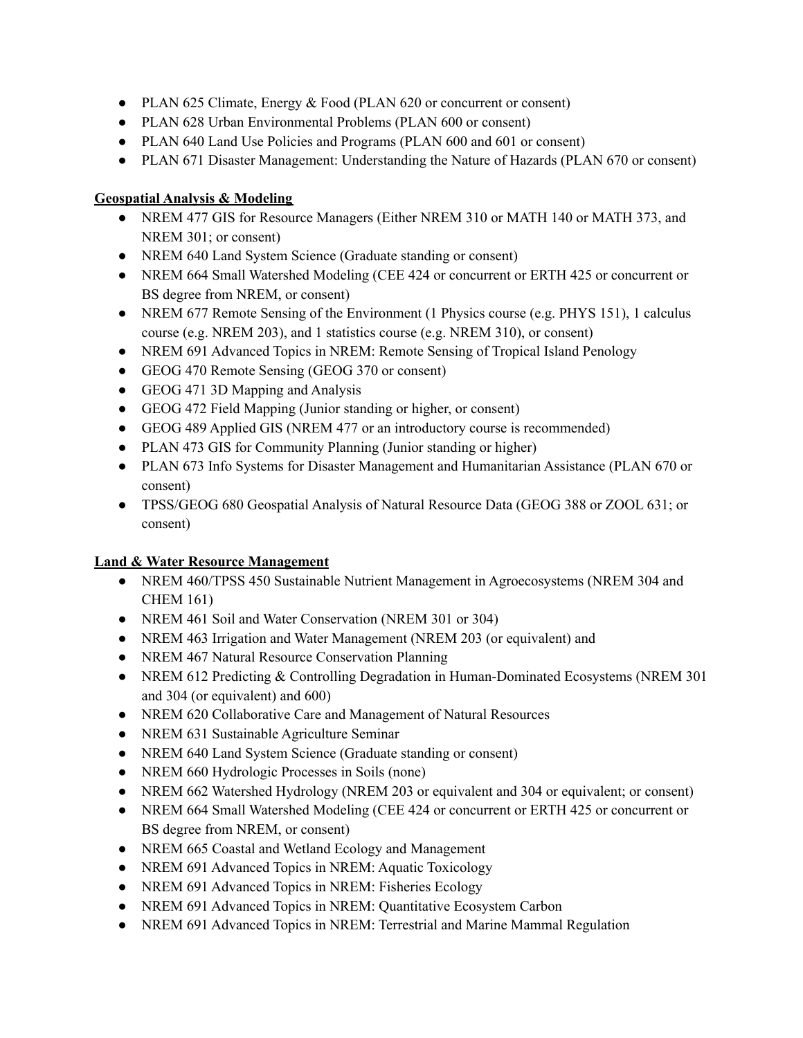- PLAN 625 Climate, Energy & Food (PLAN 620 or concurrent or consent)
- PLAN 628 Urban Environmental Problems (PLAN 600 or consent)
- PLAN 640 Land Use Policies and Programs (PLAN 600 and 601 or consent)
- PLAN 671 Disaster Management: Understanding the Nature of Hazards (PLAN 670 or consent)

**Geospatial Analysis & Modeling**

- NREM 477 GIS for Resource Managers (Either NREM 310 or MATH 140 or MATH 373, and NREM 301; or consent)
- NREM 640 Land System Science (Graduate standing or consent)
- NREM 664 Small Watershed Modeling (CEE 424 or concurrent or ERTH 425 or concurrent or BS degree from NREM, or consent)
- NREM 677 Remote Sensing of the Environment (1 Physics course (e.g. PHYS 151), 1 calculus course (e.g. NREM 203), and 1 statistics course (e.g. NREM 310), or consent)
- NREM 691 Advanced Topics in NREM: Remote Sensing of Tropical Island Penology
- GEOG 470 Remote Sensing (GEOG 370 or consent)
- GEOG 471 3D Mapping and Analysis
- GEOG 472 Field Mapping (Junior standing or higher, or consent)
- GEOG 489 Applied GIS (NREM 477 or an introductory course is recommended)
- PLAN 473 GIS for Community Planning (Junior standing or higher)
- PLAN 673 Info Systems for Disaster Management and Humanitarian Assistance (PLAN 670 or consent)
- TPSS/GEOG 680 Geospatial Analysis of Natural Resource Data (GEOG 388 or ZOOL 631; or consent)

**Land & Water Resource Management**

- NREM 460/TPSS 450 Sustainable Nutrient Management in Agroecosystems (NREM 304 and CHEM 161)
- NREM 461 Soil and Water Conservation (NREM 301 or 304)
- NREM 463 Irrigation and Water Management (NREM 203 (or equivalent) and
- NREM 467 Natural Resource Conservation Planning
- NREM 612 Predicting & Controlling Degradation in Human-Dominated Ecosystems (NREM 301 and 304 (or equivalent) and 600)
- NREM 620 Collaborative Care and Management of Natural Resources
- NREM 631 Sustainable Agriculture Seminar
- NREM 640 Land System Science (Graduate standing or consent)
- NREM 660 Hydrologic Processes in Soils (none)
- NREM 662 Watershed Hydrology (NREM 203 or equivalent and 304 or equivalent; or consent)
- NREM 664 Small Watershed Modeling (CEE 424 or concurrent or ERTH 425 or concurrent or BS degree from NREM, or consent)
- NREM 665 Coastal and Wetland Ecology and Management
- NREM 691 Advanced Topics in NREM: Aquatic Toxicology
- NREM 691 Advanced Topics in NREM: Fisheries Ecology
- NREM 691 Advanced Topics in NREM: Quantitative Ecosystem Carbon
- NREM 691 Advanced Topics in NREM: Terrestrial and Marine Mammal Regulation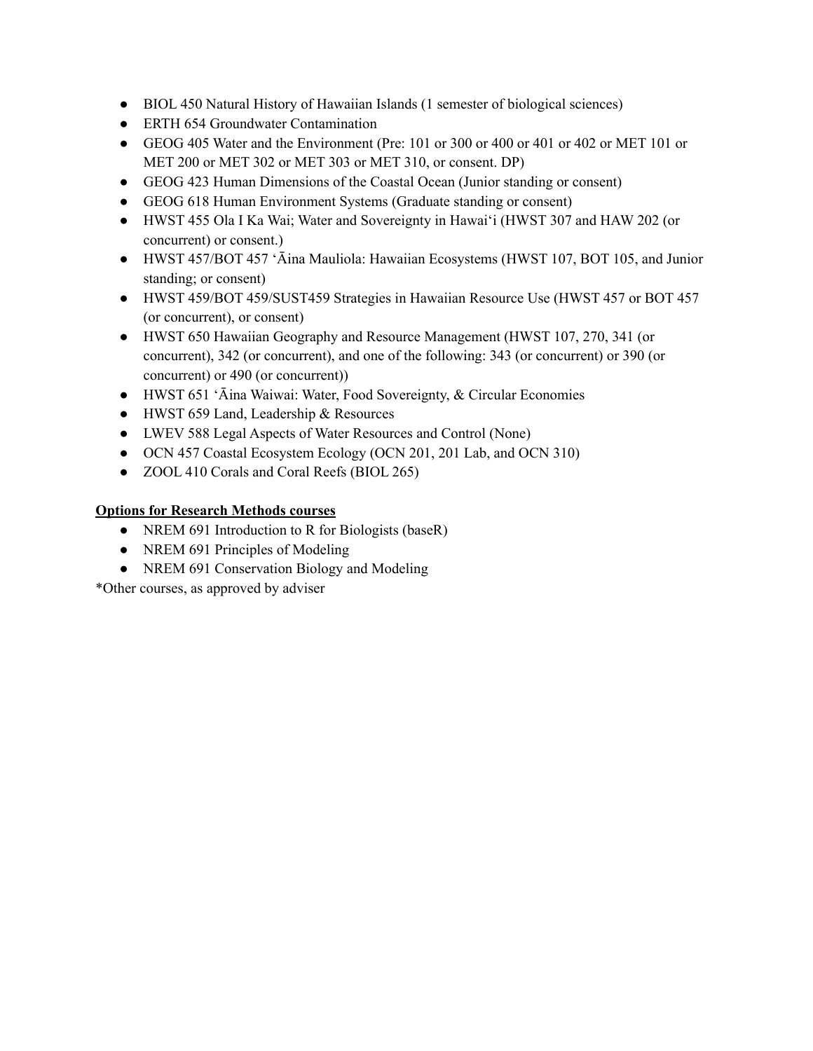- BIOL 450 Natural History of Hawaiian Islands (1 semester of biological sciences)
- ERTH 654 Groundwater Contamination
- GEOG 405 Water and the Environment (Pre: 101 or 300 or 400 or 401 or 402 or MET 101 or MET 200 or MET 302 or MET 303 or MET 310, or consent. DP)
- GEOG 423 Human Dimensions of the Coastal Ocean (Junior standing or consent)
- GEOG 618 Human Environment Systems (Graduate standing or consent)
- HWST 455 Ola I Ka Wai; Water and Sovereignty in Hawaiʻi (HWST 307 and HAW 202 (or concurrent) or consent.)
- HWST 457/BOT 457 ʻĀina Mauliola: Hawaiian Ecosystems (HWST 107, BOT 105, and Junior standing; or consent)
- HWST 459/BOT 459/SUST459 Strategies in Hawaiian Resource Use (HWST 457 or BOT 457 (or concurrent), or consent)
- HWST 650 Hawaiian Geography and Resource Management (HWST 107, 270, 341 (or concurrent), 342 (or concurrent), and one of the following: 343 (or concurrent) or 390 (or concurrent) or 490 (or concurrent))
- HWST 651 ʻĀina Waiwai: Water, Food Sovereignty, & Circular Economies
- HWST 659 Land, Leadership & Resources
- LWEV 588 Legal Aspects of Water Resources and Control (None)
- OCN 457 Coastal Ecosystem Ecology (OCN 201, 201 Lab, and OCN 310)
- ZOOL 410 Corals and Coral Reefs (BIOL 265)

**Options for Research Methods courses**

- NREM 691 Introduction to R for Biologists (baseR)
- NREM 691 Principles of Modeling
- NREM 691 Conservation Biology and Modeling

*Other courses, as approved by adviser